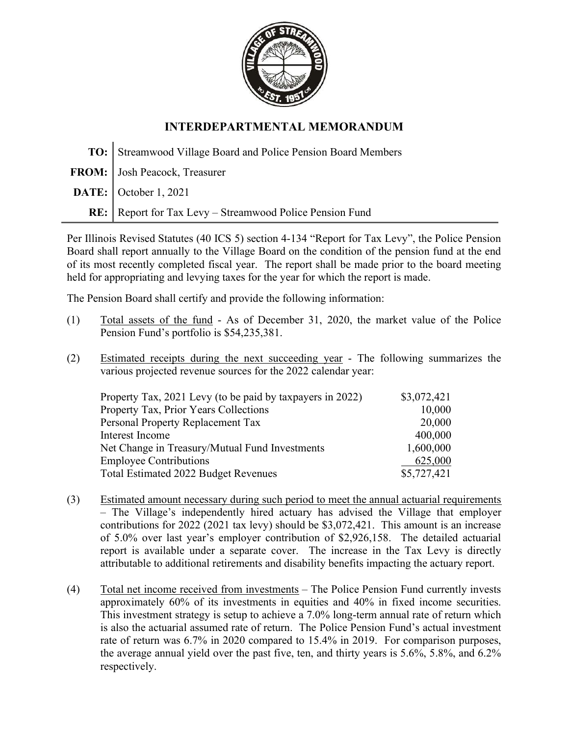# INTERDEPARTMENTAL MEMORANDUM

**TO:** Streamwood Village Board and Police Pension Board Members

**FROM:** Josh Peacock, Treasurer

**DATE:** October 1, 2021

**RE:** Report for Tax Levy – Streamwood Police Pension Fund

Per Illinois Revised Statutes (40 ICS 5) section 4-134 "Report for Tax Levy", the Police Pension Board shall report annually to the Village Board on the condition of the pension fund at the end of its most recently completed fiscal year. The report shall be made prior to the board meeting held for appropriating and levying taxes for the year for which the report is made.

The Pension Board shall certify and provide the following information:

(1) Total assets of the fund - As of December 31, 2020, the market value of the Police Pension Fund's portfolio is $54,235,381.

(2) Estimated receipts during the next succeeding year - The following summarizes the various projected revenue sources for the 2022 calendar year:

| | |
|---|---:|
| Property Tax, 2021 Levy (to be paid by taxpayers in 2022) | $3,072,421 |
| Property Tax, Prior Years Collections | 10,000 |
| Personal Property Replacement Tax | 20,000 |
| Interest Income | 400,000 |
| Net Change in Treasury/Mutual Fund Investments | 1,600,000 |
| Employee Contributions | 625,000 |
| Total Estimated 2022 Budget Revenues | $5,727,421 |

(3) Estimated amount necessary during such period to meet the annual actuarial requirements – The Village's independently hired actuary has advised the Village that employer contributions for 2022 (2021 tax levy) should be $3,072,421. This amount is an increase of 5.0% over last year's employer contribution of $2,926,158. The detailed actuarial report is available under a separate cover. The increase in the Tax Levy is directly attributable to additional retirements and disability benefits impacting the actuary report.

(4) Total net income received from investments – The Police Pension Fund currently invests approximately 60% of its investments in equities and 40% in fixed income securities. This investment strategy is setup to achieve a 7.0% long-term annual rate of return which is also the actuarial assumed rate of return. The Police Pension Fund's actual investment rate of return was 6.7% in 2020 compared to 15.4% in 2019. For comparison purposes, the average annual yield over the past five, ten, and thirty years is 5.6%, 5.8%, and 6.2% respectively.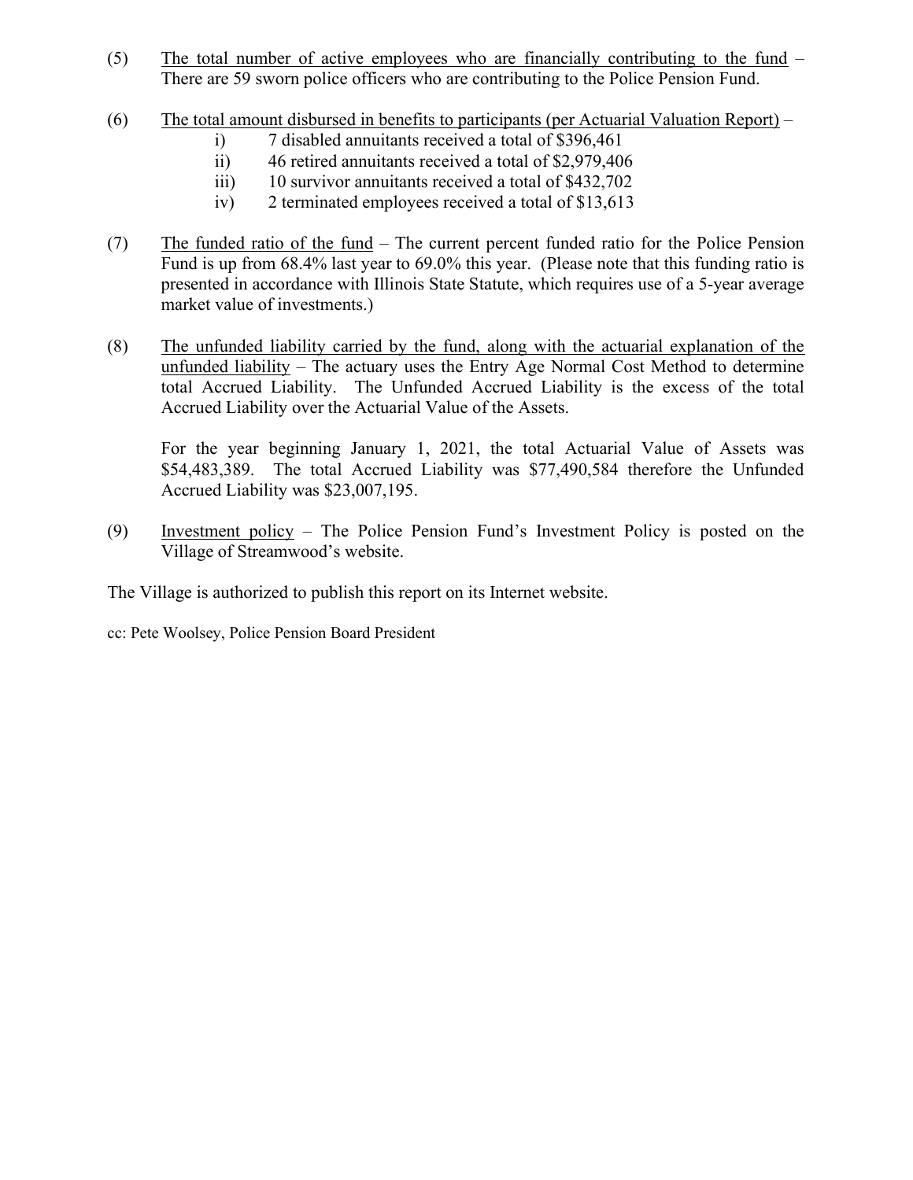(5) The total number of active employees who are financially contributing to the fund – There are 59 sworn police officers who are contributing to the Police Pension Fund.

(6) The total amount disbursed in benefits to participants (per Actuarial Valuation Report) –

i) 7 disabled annuitants received a total of $396,461

ii) 46 retired annuitants received a total of $2,979,406

iii) 10 survivor annuitants received a total of $432,702

iv) 2 terminated employees received a total of $13,613

(7) The funded ratio of the fund – The current percent funded ratio for the Police Pension Fund is up from 68.4% last year to 69.0% this year. (Please note that this funding ratio is presented in accordance with Illinois State Statute, which requires use of a 5-year average market value of investments.)

(8) The unfunded liability carried by the fund, along with the actuarial explanation of the unfunded liability – The actuary uses the Entry Age Normal Cost Method to determine total Accrued Liability. The Unfunded Accrued Liability is the excess of the total Accrued Liability over the Actuarial Value of the Assets.

For the year beginning January 1, 2021, the total Actuarial Value of Assets was $54,483,389. The total Accrued Liability was $77,490,584 therefore the Unfunded Accrued Liability was $23,007,195.

(9) Investment policy – The Police Pension Fund's Investment Policy is posted on the Village of Streamwood's website.

The Village is authorized to publish this report on its Internet website.

cc: Pete Woolsey, Police Pension Board President